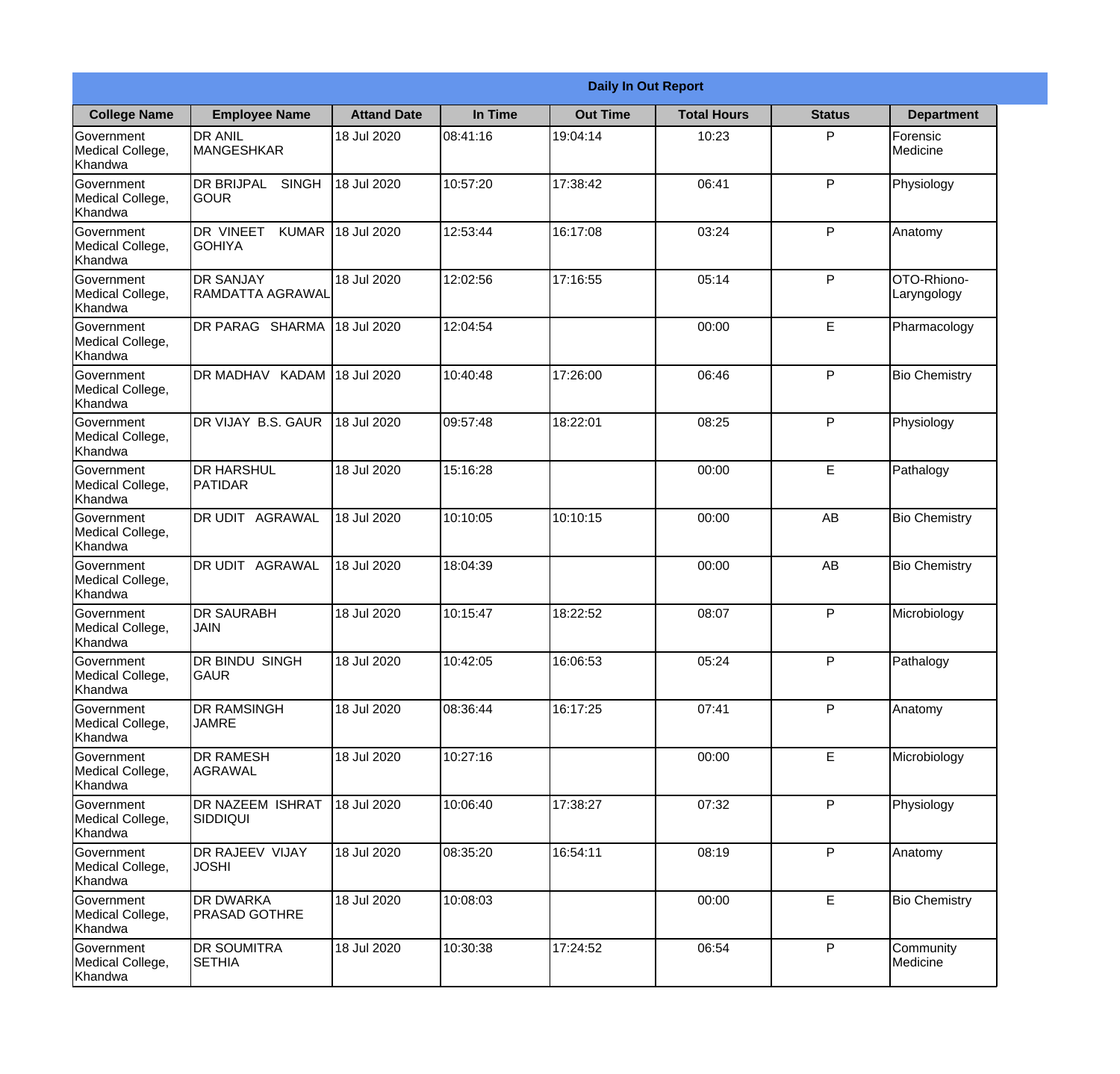| Daily In Out Report | | | | | | | |
|---|---|---|---|---|---|---|---|
| **College Name** | **Employee Name** | **Attand Date** | **In Time** | **Out Time** | **Total Hours** | **Status** | **Department** |
| Government Medical College, Khandwa | DR ANIL MANGESHKAR | 18 Jul 2020 | 08:41:16 | 19:04:14 | 10:23 | P | Forensic Medicine |
| Government Medical College, Khandwa | DR BRIJPAL SINGH GOUR | 18 Jul 2020 | 10:57:20 | 17:38:42 | 06:41 | P | Physiology |
| Government Medical College, Khandwa | DR VINEET KUMAR GOHIYA | 18 Jul 2020 | 12:53:44 | 16:17:08 | 03:24 | P | Anatomy |
| Government Medical College, Khandwa | DR SANJAY RAMDATTA AGRAWAL | 18 Jul 2020 | 12:02:56 | 17:16:55 | 05:14 | P | OTO-Rhiono-Laryngology |
| Government Medical College, Khandwa | DR PARAG SHARMA | 18 Jul 2020 | 12:04:54 | | 00:00 | E | Pharmacology |
| Government Medical College, Khandwa | DR MADHAV KADAM | 18 Jul 2020 | 10:40:48 | 17:26:00 | 06:46 | P | Bio Chemistry |
| Government Medical College, Khandwa | DR VIJAY B.S. GAUR | 18 Jul 2020 | 09:57:48 | 18:22:01 | 08:25 | P | Physiology |
| Government Medical College, Khandwa | DR HARSHUL PATIDAR | 18 Jul 2020 | 15:16:28 | | 00:00 | E | Pathalogy |
| Government Medical College, Khandwa | DR UDIT AGRAWAL | 18 Jul 2020 | 10:10:05 | 10:10:15 | 00:00 | AB | Bio Chemistry |
| Government Medical College, Khandwa | DR UDIT AGRAWAL | 18 Jul 2020 | 18:04:39 | | 00:00 | AB | Bio Chemistry |
| Government Medical College, Khandwa | DR SAURABH JAIN | 18 Jul 2020 | 10:15:47 | 18:22:52 | 08:07 | P | Microbiology |
| Government Medical College, Khandwa | DR BINDU SINGH GAUR | 18 Jul 2020 | 10:42:05 | 16:06:53 | 05:24 | P | Pathalogy |
| Government Medical College, Khandwa | DR RAMSINGH JAMRE | 18 Jul 2020 | 08:36:44 | 16:17:25 | 07:41 | P | Anatomy |
| Government Medical College, Khandwa | DR RAMESH AGRAWAL | 18 Jul 2020 | 10:27:16 | | 00:00 | E | Microbiology |
| Government Medical College, Khandwa | DR NAZEEM ISHRAT SIDDIQUI | 18 Jul 2020 | 10:06:40 | 17:38:27 | 07:32 | P | Physiology |
| Government Medical College, Khandwa | DR RAJEEV VIJAY JOSHI | 18 Jul 2020 | 08:35:20 | 16:54:11 | 08:19 | P | Anatomy |
| Government Medical College, Khandwa | DR DWARKA PRASAD GOTHRE | 18 Jul 2020 | 10:08:03 | | 00:00 | E | Bio Chemistry |
| Government Medical College, Khandwa | DR SOUMITRA SETHIA | 18 Jul 2020 | 10:30:38 | 17:24:52 | 06:54 | P | Community Medicine |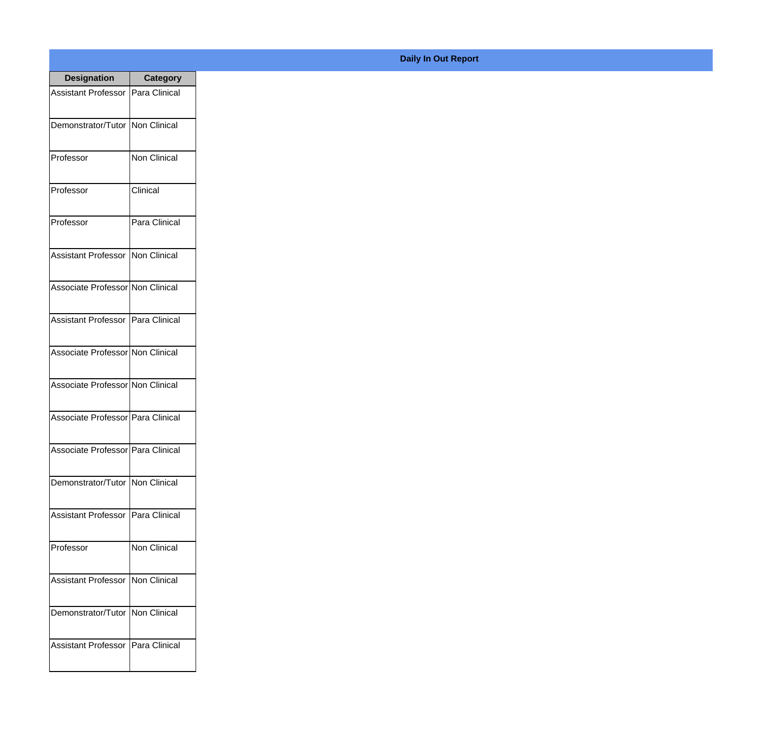**Daily In Out Report**

| Designation | Category |
| --- | --- |
| Assistant Professor | Para Clinical |
| Demonstrator/Tutor | Non Clinical |
| Professor | Non Clinical |
| Professor | Clinical |
| Professor | Para Clinical |
| Assistant Professor | Non Clinical |
| Associate Professor | Non Clinical |
| Assistant Professor | Para Clinical |
| Associate Professor | Non Clinical |
| Associate Professor | Non Clinical |
| Associate Professor | Para Clinical |
| Associate Professor | Para Clinical |
| Demonstrator/Tutor | Non Clinical |
| Assistant Professor | Para Clinical |
| Professor | Non Clinical |
| Assistant Professor | Non Clinical |
| Demonstrator/Tutor | Non Clinical |
| Assistant Professor | Para Clinical |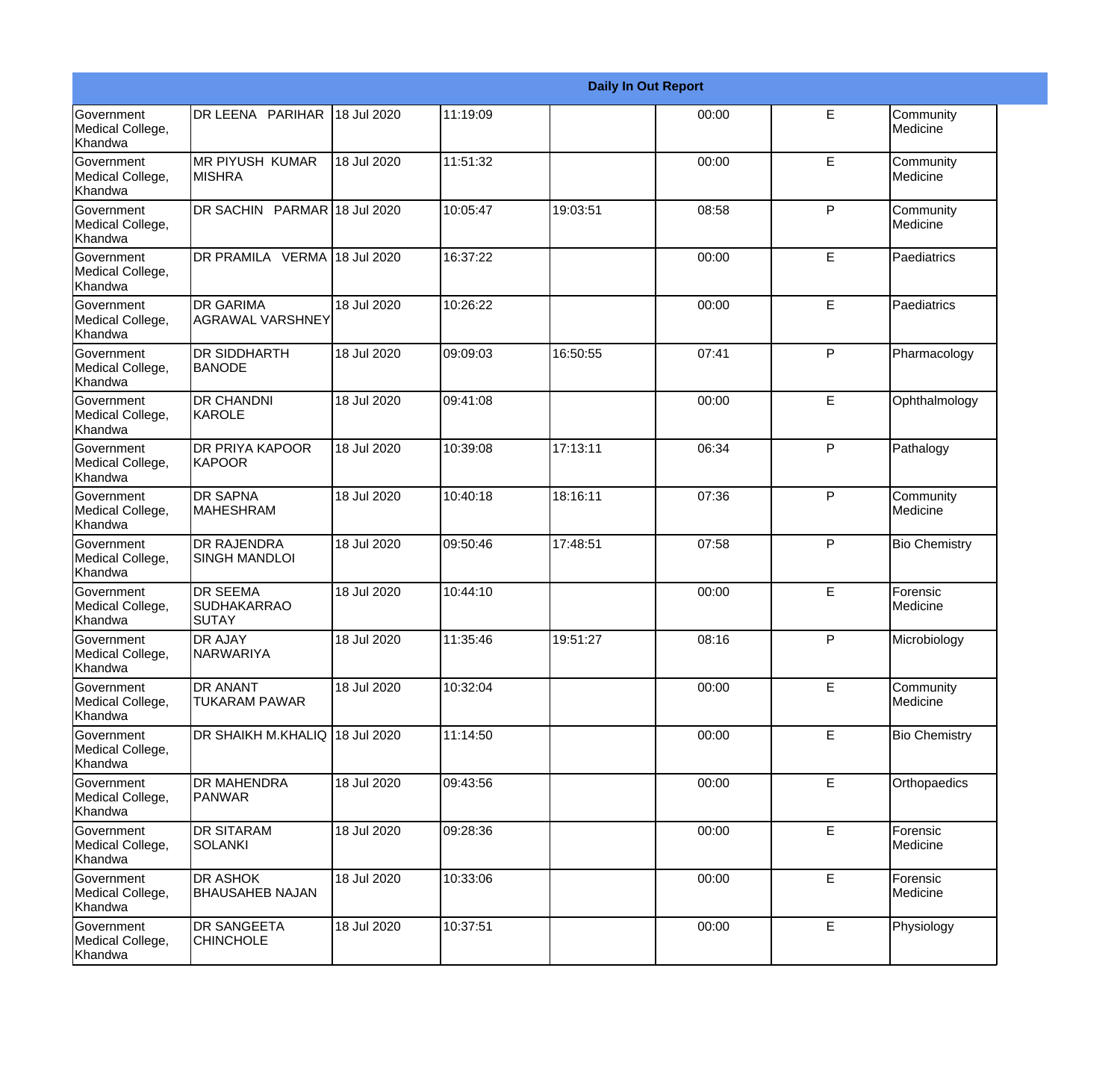| Daily In Out Report | | | | | | | |
|---|---|---|---|---|---|---|---|
| Government Medical College, Khandwa | DR LEENA PARIHAR | 18 Jul 2020 | 11:19:09 | | 00:00 | E | Community Medicine |
| Government Medical College, Khandwa | MR PIYUSH KUMAR MISHRA | 18 Jul 2020 | 11:51:32 | | 00:00 | E | Community Medicine |
| Government Medical College, Khandwa | DR SACHIN PARMAR | 18 Jul 2020 | 10:05:47 | 19:03:51 | 08:58 | P | Community Medicine |
| Government Medical College, Khandwa | DR PRAMILA VERMA | 18 Jul 2020 | 16:37:22 | | 00:00 | E | Paediatrics |
| Government Medical College, Khandwa | DR GARIMA AGRAWAL VARSHNEY | 18 Jul 2020 | 10:26:22 | | 00:00 | E | Paediatrics |
| Government Medical College, Khandwa | DR SIDDHARTH BANODE | 18 Jul 2020 | 09:09:03 | 16:50:55 | 07:41 | P | Pharmacology |
| Government Medical College, Khandwa | DR CHANDNI KAROLE | 18 Jul 2020 | 09:41:08 | | 00:00 | E | Ophthalmology |
| Government Medical College, Khandwa | DR PRIYA KAPOOR KAPOOR | 18 Jul 2020 | 10:39:08 | 17:13:11 | 06:34 | P | Pathalogy |
| Government Medical College, Khandwa | DR SAPNA MAHESHRAM | 18 Jul 2020 | 10:40:18 | 18:16:11 | 07:36 | P | Community Medicine |
| Government Medical College, Khandwa | DR RAJENDRA SINGH MANDLOI | 18 Jul 2020 | 09:50:46 | 17:48:51 | 07:58 | P | Bio Chemistry |
| Government Medical College, Khandwa | DR SEEMA SUDHAKARRAO SUTAY | 18 Jul 2020 | 10:44:10 | | 00:00 | E | Forensic Medicine |
| Government Medical College, Khandwa | DR AJAY NARWARIYA | 18 Jul 2020 | 11:35:46 | 19:51:27 | 08:16 | P | Microbiology |
| Government Medical College, Khandwa | DR ANANT TUKARAM PAWAR | 18 Jul 2020 | 10:32:04 | | 00:00 | E | Community Medicine |
| Government Medical College, Khandwa | DR SHAIKH M.KHALIQ | 18 Jul 2020 | 11:14:50 | | 00:00 | E | Bio Chemistry |
| Government Medical College, Khandwa | DR MAHENDRA PANWAR | 18 Jul 2020 | 09:43:56 | | 00:00 | E | Orthopaedics |
| Government Medical College, Khandwa | DR SITARAM SOLANKI | 18 Jul 2020 | 09:28:36 | | 00:00 | E | Forensic Medicine |
| Government Medical College, Khandwa | DR ASHOK BHAUSAHEB NAJAN | 18 Jul 2020 | 10:33:06 | | 00:00 | E | Forensic Medicine |
| Government Medical College, Khandwa | DR SANGEETA CHINCHOLE | 18 Jul 2020 | 10:37:51 | | 00:00 | E | Physiology |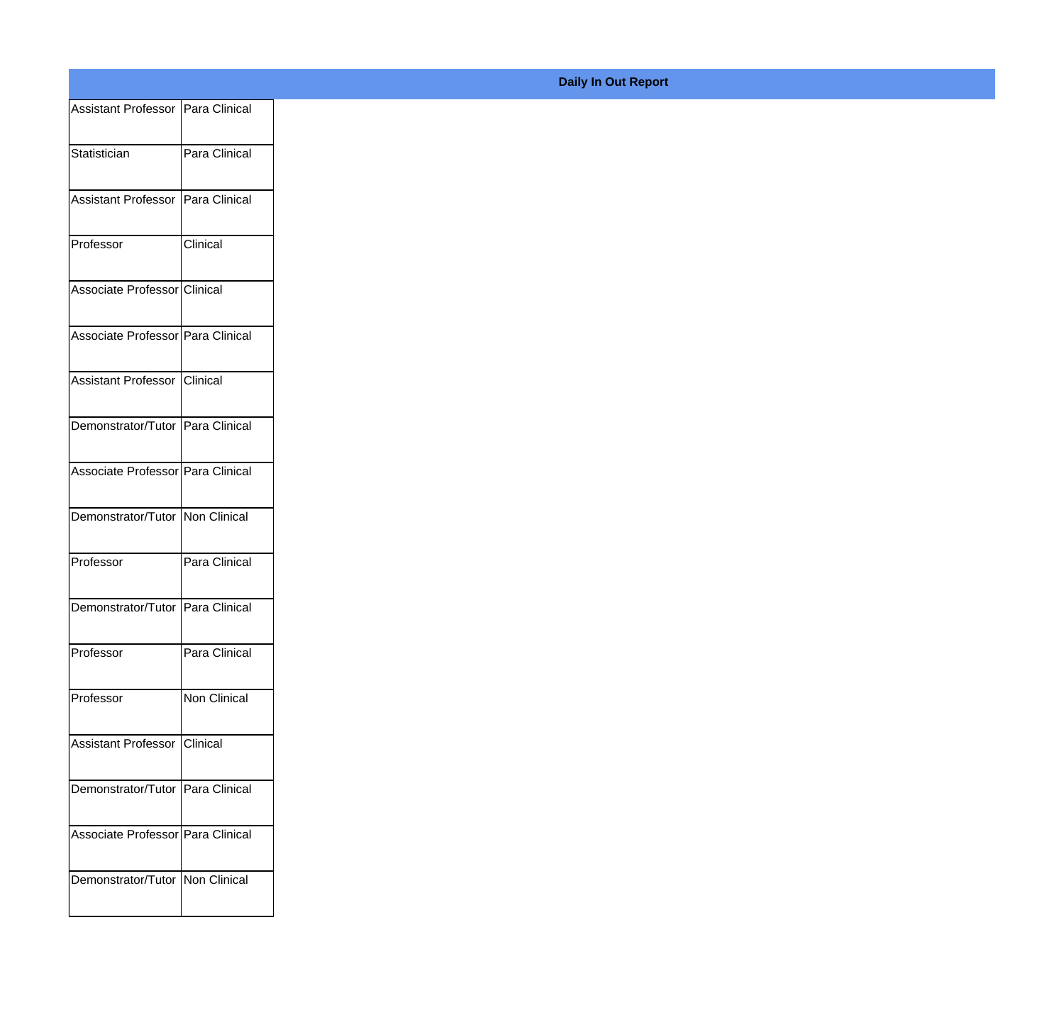**Daily In Out Report**

| | |
|---|---|
| Assistant Professor | Para Clinical |
| Statistician | Para Clinical |
| Assistant Professor | Para Clinical |
| Professor | Clinical |
| Associate Professor | Clinical |
| Associate Professor | Para Clinical |
| Assistant Professor | Clinical |
| Demonstrator/Tutor | Para Clinical |
| Associate Professor | Para Clinical |
| Demonstrator/Tutor | Non Clinical |
| Professor | Para Clinical |
| Demonstrator/Tutor | Para Clinical |
| Professor | Para Clinical |
| Professor | Non Clinical |
| Assistant Professor | Clinical |
| Demonstrator/Tutor | Para Clinical |
| Associate Professor | Para Clinical |
| Demonstrator/Tutor | Non Clinical |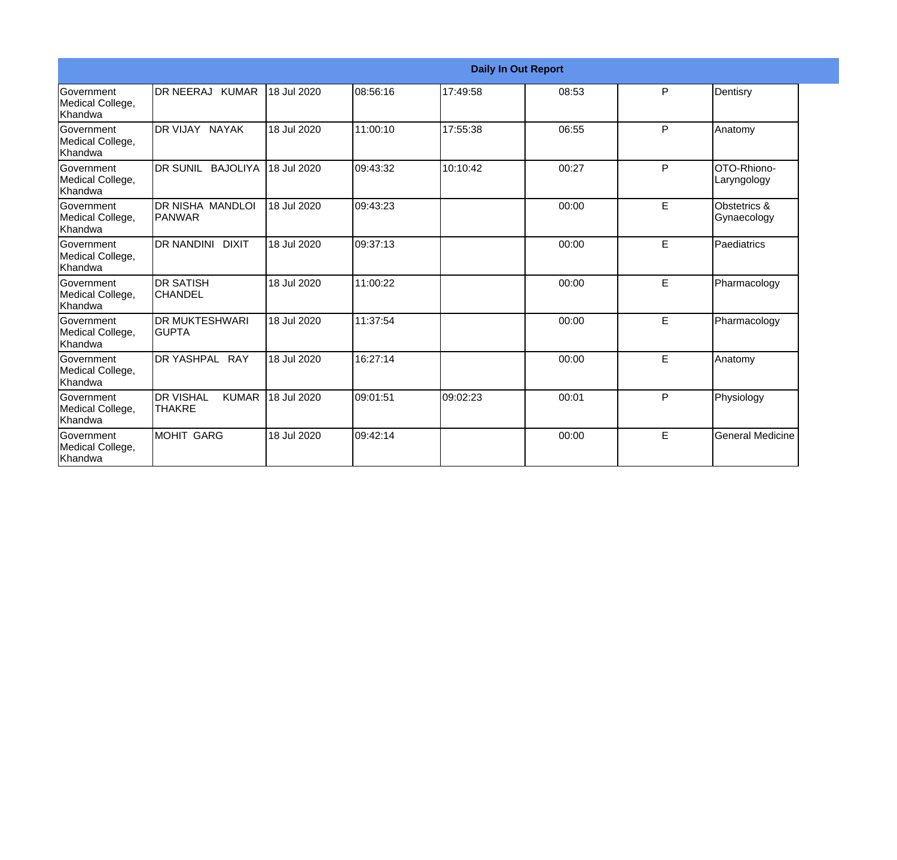| Daily In Out Report | | | | | | | |
|---|---|---|---|---|---|---|---|
| Government Medical College, Khandwa | DR NEERAJ KUMAR | 18 Jul 2020 | 08:56:16 | 17:49:58 | 08:53 | P | Dentisry |
| Government Medical College, Khandwa | DR VIJAY NAYAK | 18 Jul 2020 | 11:00:10 | 17:55:38 | 06:55 | P | Anatomy |
| Government Medical College, Khandwa | DR SUNIL BAJOLIYA | 18 Jul 2020 | 09:43:32 | 10:10:42 | 00:27 | P | OTO-Rhiono-Laryngology |
| Government Medical College, Khandwa | DR NISHA MANDLOI PANWAR | 18 Jul 2020 | 09:43:23 | | 00:00 | E | Obstetrics & Gynaecology |
| Government Medical College, Khandwa | DR NANDINI DIXIT | 18 Jul 2020 | 09:37:13 | | 00:00 | E | Paediatrics |
| Government Medical College, Khandwa | DR SATISH CHANDEL | 18 Jul 2020 | 11:00:22 | | 00:00 | E | Pharmacology |
| Government Medical College, Khandwa | DR MUKTESHWARI GUPTA | 18 Jul 2020 | 11:37:54 | | 00:00 | E | Pharmacology |
| Government Medical College, Khandwa | DR YASHPAL RAY | 18 Jul 2020 | 16:27:14 | | 00:00 | E | Anatomy |
| Government Medical College, Khandwa | DR VISHAL KUMAR THAKRE | 18 Jul 2020 | 09:01:51 | 09:02:23 | 00:01 | P | Physiology |
| Government Medical College, Khandwa | MOHIT GARG | 18 Jul 2020 | 09:42:14 | | 00:00 | E | General Medicine |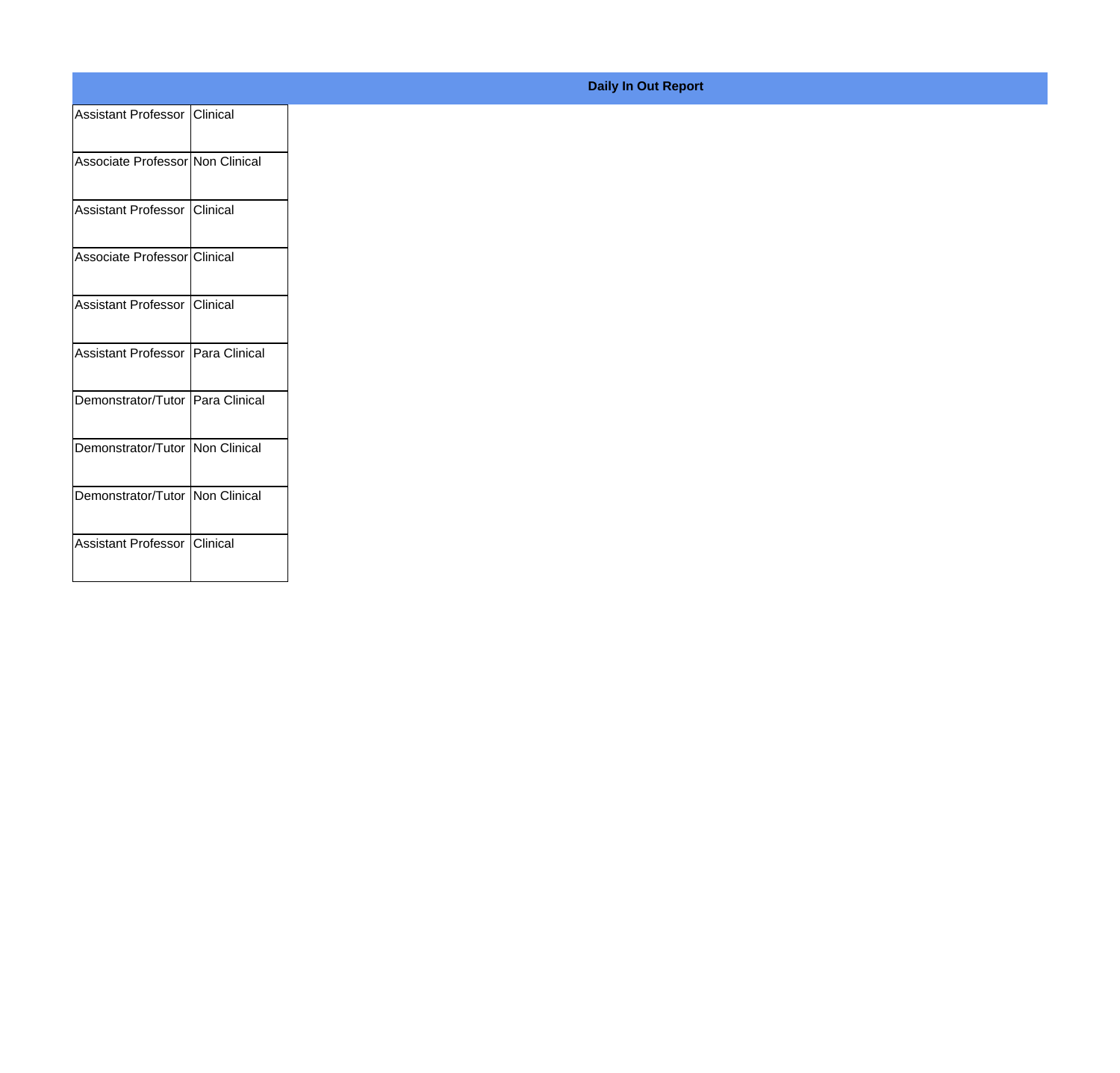**Daily In Out Report**

| | |
|---|---|
| Assistant Professor | Clinical |
| Associate Professor | Non Clinical |
| Assistant Professor | Clinical |
| Associate Professor | Clinical |
| Assistant Professor | Clinical |
| Assistant Professor | Para Clinical |
| Demonstrator/Tutor | Para Clinical |
| Demonstrator/Tutor | Non Clinical |
| Demonstrator/Tutor | Non Clinical |
| Assistant Professor | Clinical |